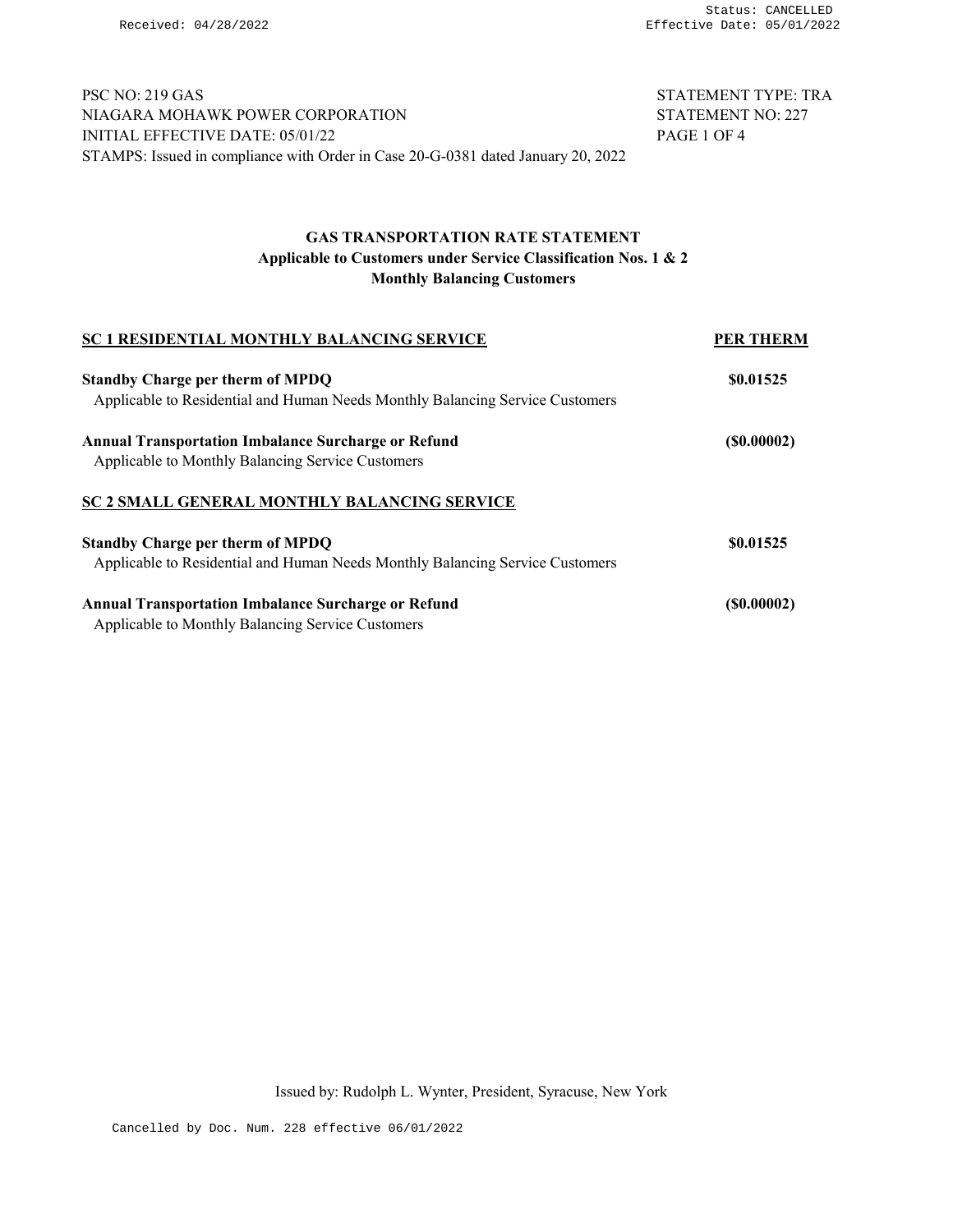PSC NO: 219 GAS  
NIAGARA MOHAWK POWER CORPORATION  
INITIAL EFFECTIVE DATE: 05/01/22  
STAMPS: Issued in compliance with Order in Case 20-G-0381 dated January 20, 2022

STATEMENT TYPE: TRA  
STATEMENT NO: 227

## GAS TRANSPORTATION RATE STATEMENT
### Applicable to Customers under Service Classification Nos. 1 & 2
### Monthly Balancing Customers

| **SC 1 RESIDENTIAL MONTHLY BALANCING SERVICE** | **PER THERM** |
|---|---|
| **Standby Charge per therm of MPDQ**<br>Applicable to Residential and Human Needs Monthly Balancing Service Customers | **$0.01525** |
| **Annual Transportation Imbalance Surcharge or Refund**<br>Applicable to Monthly Balancing Service Customers | **($0.00002)** |
| **SC 2 SMALL GENERAL MONTHLY BALANCING SERVICE** | |
| **Standby Charge per therm of MPDQ**<br>Applicable to Residential and Human Needs Monthly Balancing Service Customers | **$0.01525** |
| **Annual Transportation Imbalance Surcharge or Refund**<br>Applicable to Monthly Balancing Service Customers | **($0.00002)** |

Issued by: Rudolph L. Wynter, President, Syracuse, New York

Cancelled by Doc. Num. 228 effective 06/01/2022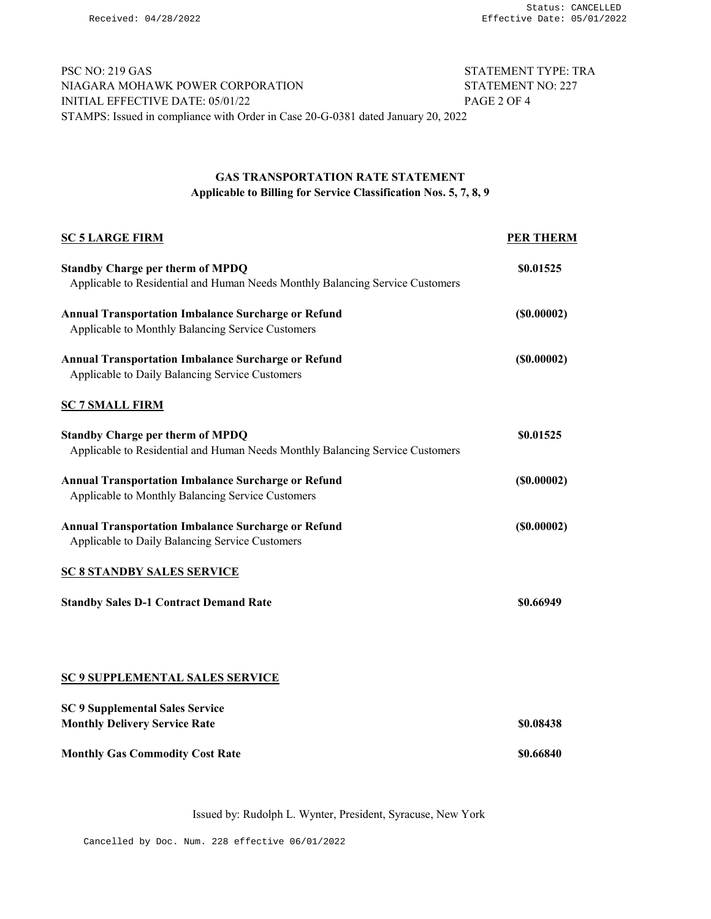PSC NO: 219 GAS STATEMENT TYPE: TRA
NIAGARA MOHAWK POWER CORPORATION STATEMENT NO: 227
INITIAL EFFECTIVE DATE: 05/01/22
STAMPS: Issued in compliance with Order in Case 20-G-0381 dated January 20, 2022

## GAS TRANSPORTATION RATE STATEMENT
**Applicable to Billing for Service Classification Nos. 5, 7, 8, 9**

| SC 5 LARGE FIRM | PER THERM |
|---|---|
| **Standby Charge per therm of MPDQ**<br>Applicable to Residential and Human Needs Monthly Balancing Service Customers | **$0.01525** |
| **Annual Transportation Imbalance Surcharge or Refund**<br>Applicable to Monthly Balancing Service Customers | **($0.00002)** |
| **Annual Transportation Imbalance Surcharge or Refund**<br>Applicable to Daily Balancing Service Customers | **($0.00002)** |
| **SC 7 SMALL FIRM** | |
| **Standby Charge per therm of MPDQ**<br>Applicable to Residential and Human Needs Monthly Balancing Service Customers | **$0.01525** |
| **Annual Transportation Imbalance Surcharge or Refund**<br>Applicable to Monthly Balancing Service Customers | **($0.00002)** |
| **Annual Transportation Imbalance Surcharge or Refund**<br>Applicable to Daily Balancing Service Customers | **($0.00002)** |
| **SC 8 STANDBY SALES SERVICE** | |
| **Standby Sales D-1 Contract Demand Rate** | **$0.66949** |
| **SC 9 SUPPLEMENTAL SALES SERVICE** | |
| **SC 9 Supplemental Sales Service**<br>**Monthly Delivery Service Rate** | **$0.08438** |
| **Monthly Gas Commodity Cost Rate** | **$0.66840** |

Issued by: Rudolph L. Wynter, President, Syracuse, New York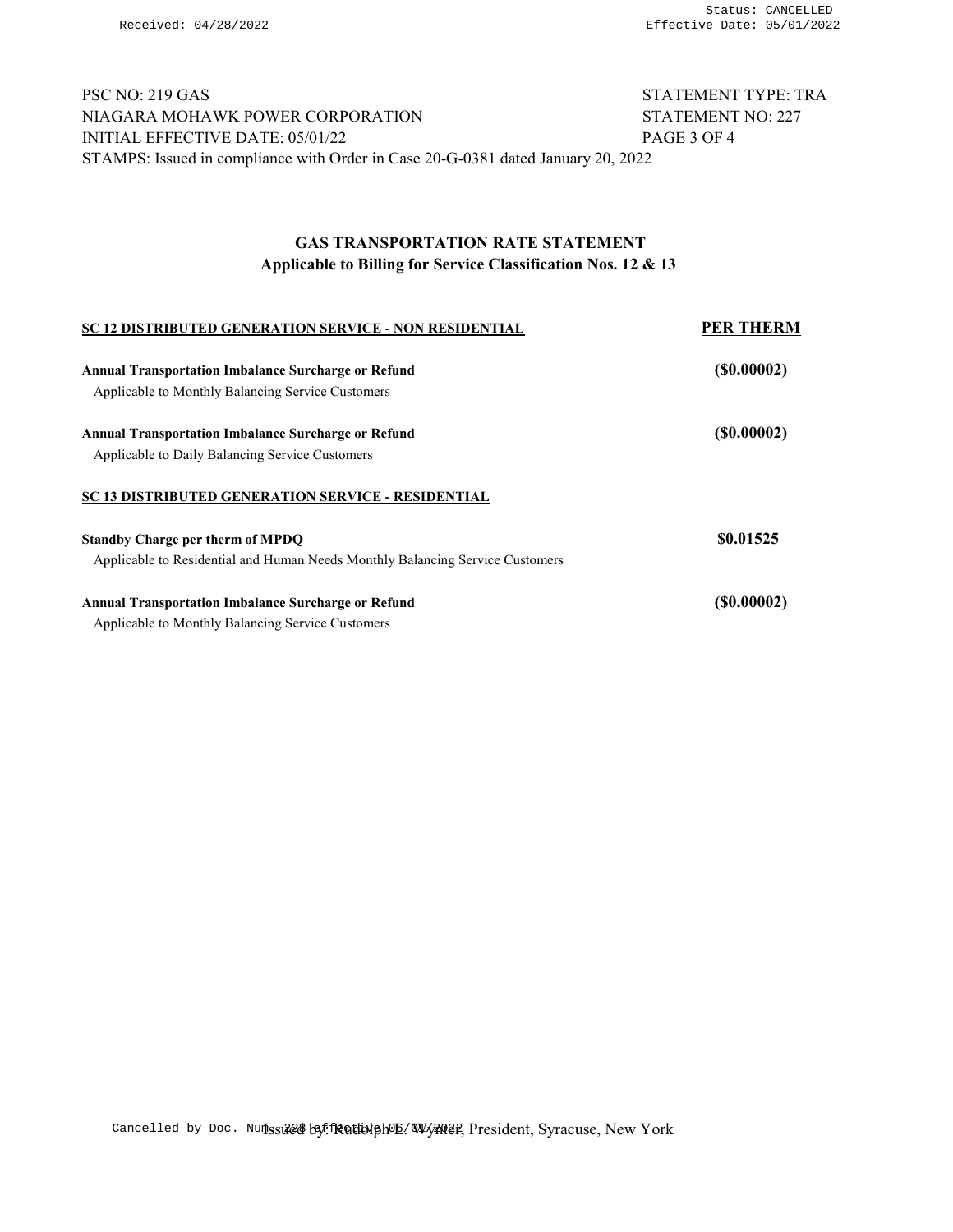PSC NO: 219 GAS  
NIAGARA MOHAWK POWER CORPORATION  
INITIAL EFFECTIVE DATE: 05/01/22  
STAMPS: Issued in compliance with Order in Case 20-G-0381 dated January 20, 2022

STATEMENT TYPE: TRA  
STATEMENT NO: 227

## GAS TRANSPORTATION RATE STATEMENT
### Applicable to Billing for Service Classification Nos. 12 & 13

| SC 12 DISTRIBUTED GENERATION SERVICE - NON RESIDENTIAL | PER THERM |
|---|---|
| **Annual Transportation Imbalance Surcharge or Refund**<br>Applicable to Monthly Balancing Service Customers | **($0.00002)** |
| **Annual Transportation Imbalance Surcharge or Refund**<br>Applicable to Daily Balancing Service Customers | **($0.00002)** |
| **SC 13 DISTRIBUTED GENERATION SERVICE - RESIDENTIAL** | |
| **Standby Charge per therm of MPDQ**<br>Applicable to Residential and Human Needs Monthly Balancing Service Customers | **$0.01525** |
| **Annual Transportation Imbalance Surcharge or Refund**<br>Applicable to Monthly Balancing Service Customers | **($0.00002)** |

Issued by: Rudolph L. Wynter, President, Syracuse, New York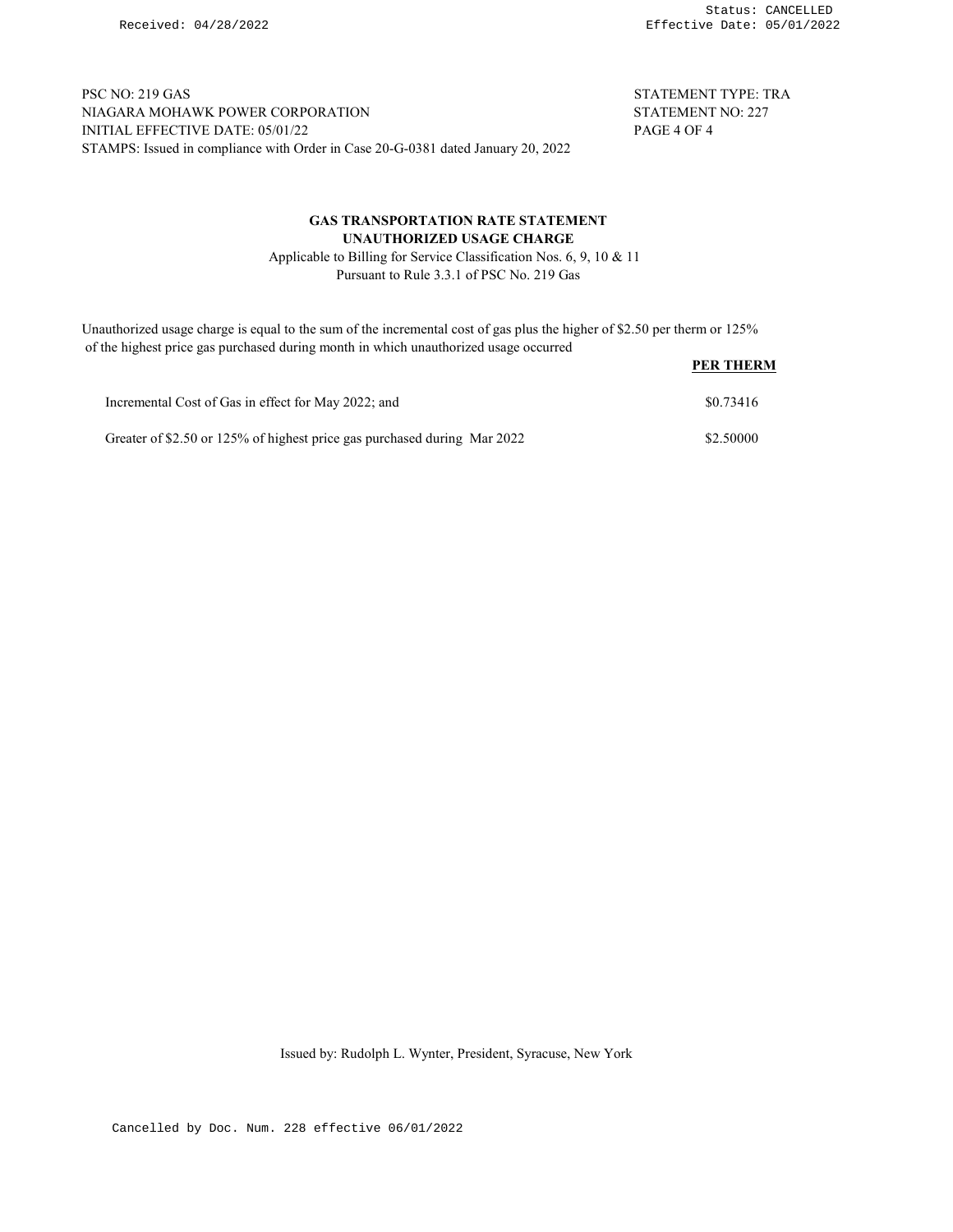Status: CANCELLED

Received: 04/28/2022 Effective Date: 05/01/2022

PSC NO: 219 GAS STATEMENT TYPE: TRA

NIAGARA MOHAWK POWER CORPORATION STATEMENT NO: 227

INITIAL EFFECTIVE DATE: 05/01/22

STAMPS: Issued in compliance with Order in Case 20-G-0381 dated January 20, 2022

**GAS TRANSPORTATION RATE STATEMENT**
**UNAUTHORIZED USAGE CHARGE**

Applicable to Billing for Service Classification Nos. 6, 9, 10 & 11
Pursuant to Rule 3.3.1 of PSC No. 219 Gas

Unauthorized usage charge is equal to the sum of the incremental cost of gas plus the higher of $2.50 per therm or 125% of the highest price gas purchased during month in which unauthorized usage occurred

| | **PER THERM** |
|---|---|
| Incremental Cost of Gas in effect for May 2022; and | $0.73416 |
| Greater of $2.50 or 125% of highest price gas purchased during Mar 2022 | $2.50000 |

Issued by: Rudolph L. Wynter, President, Syracuse, New York

Cancelled by Doc. Num. 228 effective 06/01/2022